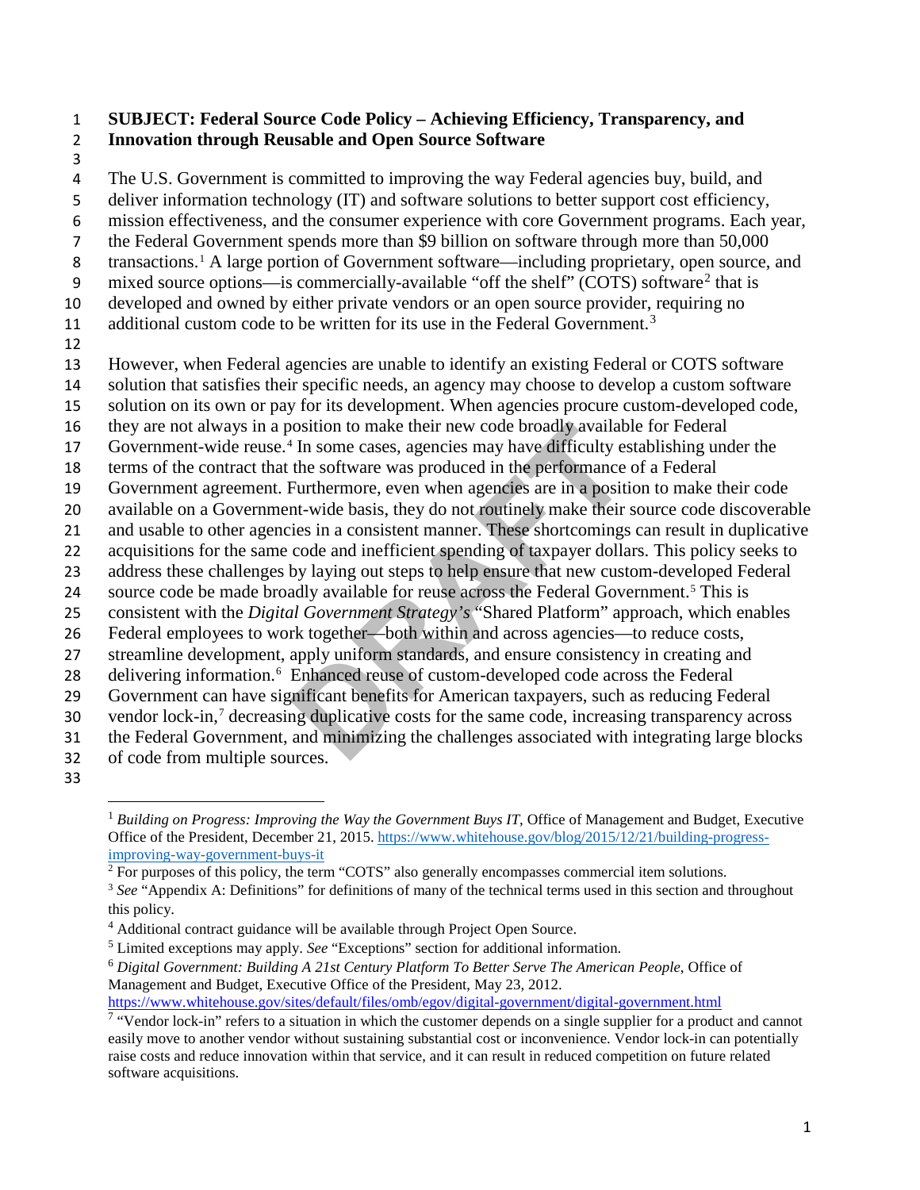**SUBJECT: Federal Source Code Policy – Achieving Efficiency, Transparency, and Innovation through Reusable and Open Source Software**

The U.S. Government is committed to improving the way Federal agencies buy, build, and deliver information technology (IT) and software solutions to better support cost efficiency, mission effectiveness, and the consumer experience with core Government programs. Each year, the Federal Government spends more than $9 billion on software through more than 50,000 transactions.[1] A large portion of Government software—including proprietary, open source, and mixed source options—is commercially-available "off the shelf" (COTS) software[2] that is developed and owned by either private vendors or an open source provider, requiring no additional custom code to be written for its use in the Federal Government.[3]

However, when Federal agencies are unable to identify an existing Federal or COTS software solution that satisfies their specific needs, an agency may choose to develop a custom software solution on its own or pay for its development. When agencies procure custom-developed code, they are not always in a position to make their new code broadly available for Federal Government-wide reuse.[4] In some cases, agencies may have difficulty establishing under the terms of the contract that the software was produced in the performance of a Federal Government agreement. Furthermore, even when agencies are in a position to make their code available on a Government-wide basis, they do not routinely make their source code discoverable and usable to other agencies in a consistent manner. These shortcomings can result in duplicative acquisitions for the same code and inefficient spending of taxpayer dollars. This policy seeks to address these challenges by laying out steps to help ensure that new custom-developed Federal source code be made broadly available for reuse across the Federal Government.[5] This is consistent with the *Digital Government Strategy's* "Shared Platform" approach, which enables Federal employees to work together—both within and across agencies—to reduce costs, streamline development, apply uniform standards, and ensure consistency in creating and delivering information.[6] Enhanced reuse of custom-developed code across the Federal Government can have significant benefits for American taxpayers, such as reducing Federal vendor lock-in,[7] decreasing duplicative costs for the same code, increasing transparency across the Federal Government, and minimizing the challenges associated with integrating large blocks of code from multiple sources.

---

[1] *Building on Progress: Improving the Way the Government Buys IT*, Office of Management and Budget, Executive Office of the President, December 21, 2015. https://www.whitehouse.gov/blog/2015/12/21/building-progress-improving-way-government-buys-it

[2] For purposes of this policy, the term "COTS" also generally encompasses commercial item solutions.

[3] *See* "Appendix A: Definitions" for definitions of many of the technical terms used in this section and throughout this policy.

[4] Additional contract guidance will be available through Project Open Source.

[5] Limited exceptions may apply. *See* "Exceptions" section for additional information.

[6] *Digital Government: Building A 21st Century Platform To Better Serve The American People*, Office of Management and Budget, Executive Office of the President, May 23, 2012. https://www.whitehouse.gov/sites/default/files/omb/egov/digital-government/digital-government.html

[7] "Vendor lock-in" refers to a situation in which the customer depends on a single supplier for a product and cannot easily move to another vendor without sustaining substantial cost or inconvenience. Vendor lock-in can potentially raise costs and reduce innovation within that service, and it can result in reduced competition on future related software acquisitions.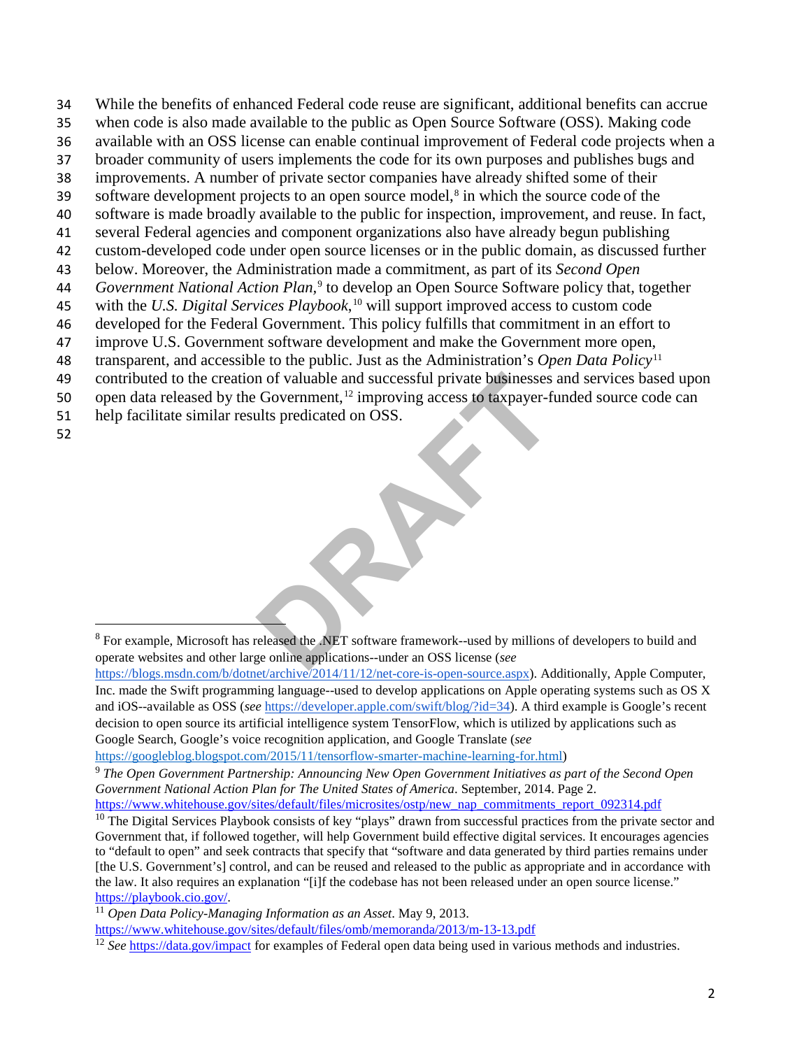While the benefits of enhanced Federal code reuse are significant, additional benefits can accrue when code is also made available to the public as Open Source Software (OSS). Making code available with an OSS license can enable continual improvement of Federal code projects when a broader community of users implements the code for its own purposes and publishes bugs and improvements. A number of private sector companies have already shifted some of their software development projects to an open source model,[8] in which the source code of the software is made broadly available to the public for inspection, improvement, and reuse. In fact, several Federal agencies and component organizations also have already begun publishing custom-developed code under open source licenses or in the public domain, as discussed further below. Moreover, the Administration made a commitment, as part of its *Second Open Government National Action Plan,*[9] to develop an Open Source Software policy that, together with the *U.S. Digital Services Playbook*,[10] will support improved access to custom code developed for the Federal Government. This policy fulfills that commitment in an effort to improve U.S. Government software development and make the Government more open, transparent, and accessible to the public. Just as the Administration's *Open Data Policy*[11] contributed to the creation of valuable and successful private businesses and services based upon open data released by the Government,[12] improving access to taxpayer-funded source code can help facilitate similar results predicated on OSS.

---

[8] For example, Microsoft has released the .NET software framework--used by millions of developers to build and operate websites and other large online applications--under an OSS license (*see* https://blogs.msdn.com/b/dotnet/archive/2014/11/12/net-core-is-open-source.aspx). Additionally, Apple Computer, Inc. made the Swift programming language--used to develop applications on Apple operating systems such as OS X and iOS--available as OSS (*see* https://developer.apple.com/swift/blog/?id=34). A third example is Google's recent decision to open source its artificial intelligence system TensorFlow, which is utilized by applications such as Google Search, Google's voice recognition application, and Google Translate (*see* https://googleblog.blogspot.com/2015/11/tensorflow-smarter-machine-learning-for.html)

[9] *The Open Government Partnership: Announcing New Open Government Initiatives as part of the Second Open Government National Action Plan for The United States of America*. September, 2014. Page 2. https://www.whitehouse.gov/sites/default/files/microsites/ostp/new_nap_commitments_report_092314.pdf

[10] The Digital Services Playbook consists of key "plays" drawn from successful practices from the private sector and Government that, if followed together, will help Government build effective digital services. It encourages agencies to "default to open" and seek contracts that specify that "software and data generated by third parties remains under [the U.S. Government's] control, and can be reused and released to the public as appropriate and in accordance with the law. It also requires an explanation "[i]f the codebase has not been released under an open source license." https://playbook.cio.gov/.

[11] *Open Data Policy-Managing Information as an Asset*. May 9, 2013. https://www.whitehouse.gov/sites/default/files/omb/memoranda/2013/m-13-13.pdf

[12] *See* https://data.gov/impact for examples of Federal open data being used in various methods and industries.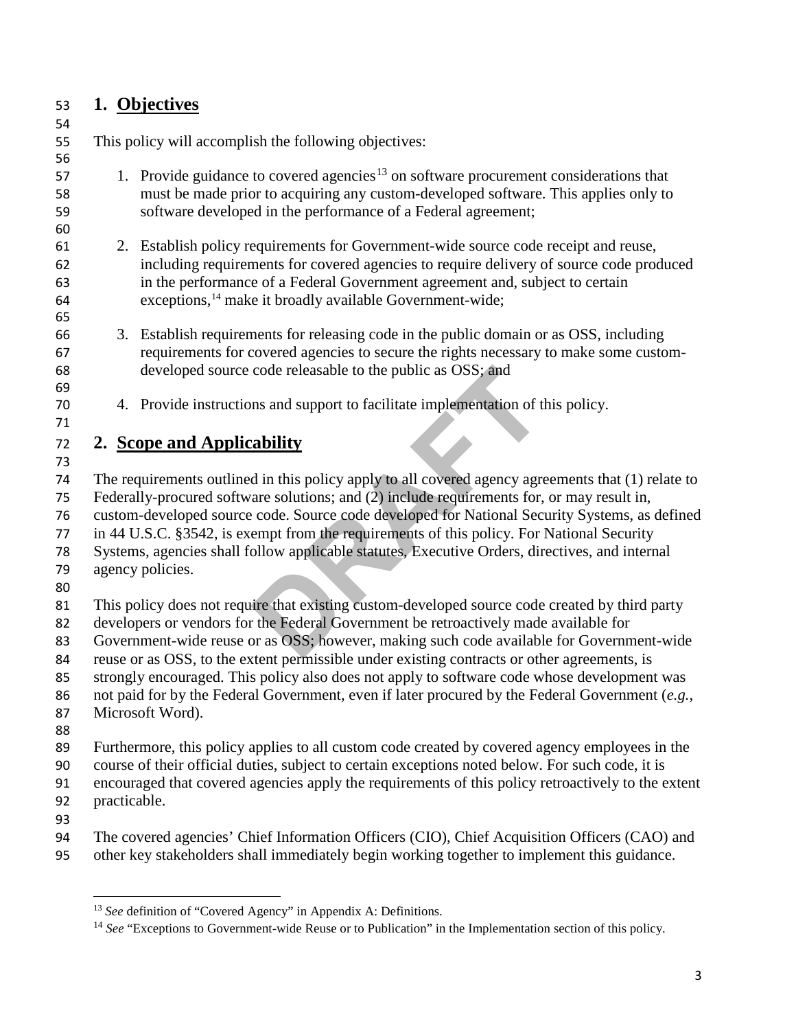## 1. Objectives

This policy will accomplish the following objectives:

1. Provide guidance to covered agencies[13] on software procurement considerations that must be made prior to acquiring any custom-developed software. This applies only to software developed in the performance of a Federal agreement;

2. Establish policy requirements for Government-wide source code receipt and reuse, including requirements for covered agencies to require delivery of source code produced in the performance of a Federal Government agreement and, subject to certain exceptions,[14] make it broadly available Government-wide;

3. Establish requirements for releasing code in the public domain or as OSS, including requirements for covered agencies to secure the rights necessary to make some custom-developed source code releasable to the public as OSS; and

4. Provide instructions and support to facilitate implementation of this policy.

## 2. Scope and Applicability

The requirements outlined in this policy apply to all covered agency agreements that (1) relate to Federally-procured software solutions; and (2) include requirements for, or may result in, custom-developed source code. Source code developed for National Security Systems, as defined in 44 U.S.C. §3542, is exempt from the requirements of this policy. For National Security Systems, agencies shall follow applicable statutes, Executive Orders, directives, and internal agency policies.

This policy does not require that existing custom-developed source code created by third party developers or vendors for the Federal Government be retroactively made available for Government-wide reuse or as OSS; however, making such code available for Government-wide reuse or as OSS, to the extent permissible under existing contracts or other agreements, is strongly encouraged. This policy also does not apply to software code whose development was not paid for by the Federal Government, even if later procured by the Federal Government (*e.g.*, Microsoft Word).

Furthermore, this policy applies to all custom code created by covered agency employees in the course of their official duties, subject to certain exceptions noted below. For such code, it is encouraged that covered agencies apply the requirements of this policy retroactively to the extent practicable.

The covered agencies' Chief Information Officers (CIO), Chief Acquisition Officers (CAO) and other key stakeholders shall immediately begin working together to implement this guidance.

---

[13] *See* definition of "Covered Agency" in Appendix A: Definitions.

[14] *See* "Exceptions to Government-wide Reuse or to Publication" in the Implementation section of this policy.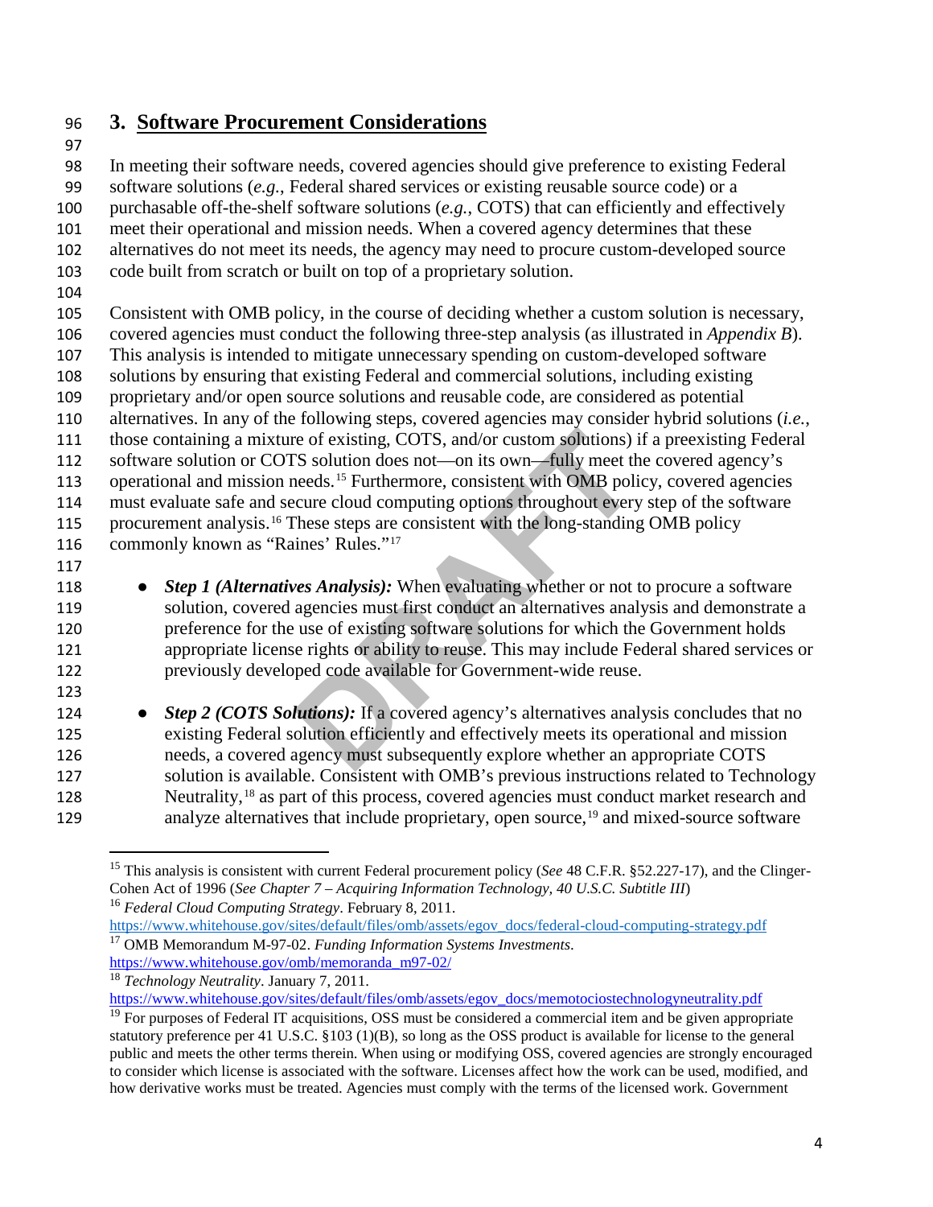## 3. Software Procurement Considerations

In meeting their software needs, covered agencies should give preference to existing Federal software solutions (*e.g.*, Federal shared services or existing reusable source code) or a purchasable off-the-shelf software solutions (*e.g.*, COTS) that can efficiently and effectively meet their operational and mission needs. When a covered agency determines that these alternatives do not meet its needs, the agency may need to procure custom-developed source code built from scratch or built on top of a proprietary solution.

Consistent with OMB policy, in the course of deciding whether a custom solution is necessary, covered agencies must conduct the following three-step analysis (as illustrated in *Appendix B*). This analysis is intended to mitigate unnecessary spending on custom-developed software solutions by ensuring that existing Federal and commercial solutions, including existing proprietary and/or open source solutions and reusable code, are considered as potential alternatives. In any of the following steps, covered agencies may consider hybrid solutions (*i.e.*, those containing a mixture of existing, COTS, and/or custom solutions) if a preexisting Federal software solution or COTS solution does not—on its own—fully meet the covered agency's operational and mission needs.[15] Furthermore, consistent with OMB policy, covered agencies must evaluate safe and secure cloud computing options throughout every step of the software procurement analysis.[16] These steps are consistent with the long-standing OMB policy commonly known as "Raines' Rules."[17]

- ***Step 1 (Alternatives Analysis):*** When evaluating whether or not to procure a software solution, covered agencies must first conduct an alternatives analysis and demonstrate a preference for the use of existing software solutions for which the Government holds appropriate license rights or ability to reuse. This may include Federal shared services or previously developed code available for Government-wide reuse.

- ***Step 2 (COTS Solutions):*** If a covered agency's alternatives analysis concludes that no existing Federal solution efficiently and effectively meets its operational and mission needs, a covered agency must subsequently explore whether an appropriate COTS solution is available. Consistent with OMB's previous instructions related to Technology Neutrality,[18] as part of this process, covered agencies must conduct market research and analyze alternatives that include proprietary, open source,[19] and mixed-source software

---

[15] This analysis is consistent with current Federal procurement policy (*See* 48 C.F.R. §52.227-17), and the Clinger-Cohen Act of 1996 (*See Chapter 7 – Acquiring Information Technology, 40 U.S.C. Subtitle III*)

[16] *Federal Cloud Computing Strategy*. February 8, 2011. https://www.whitehouse.gov/sites/default/files/omb/assets/egov_docs/federal-cloud-computing-strategy.pdf

[17] OMB Memorandum M-97-02. *Funding Information Systems Investments*. https://www.whitehouse.gov/omb/memoranda_m97-02/

[18] *Technology Neutrality*. January 7, 2011. https://www.whitehouse.gov/sites/default/files/omb/assets/egov_docs/memotociostechnologyneutrality.pdf

[19] For purposes of Federal IT acquisitions, OSS must be considered a commercial item and be given appropriate statutory preference per 41 U.S.C. §103 (1)(B), so long as the OSS product is available for license to the general public and meets the other terms therein. When using or modifying OSS, covered agencies are strongly encouraged to consider which license is associated with the software. Licenses affect how the work can be used, modified, and how derivative works must be treated. Agencies must comply with the terms of the licensed work. Government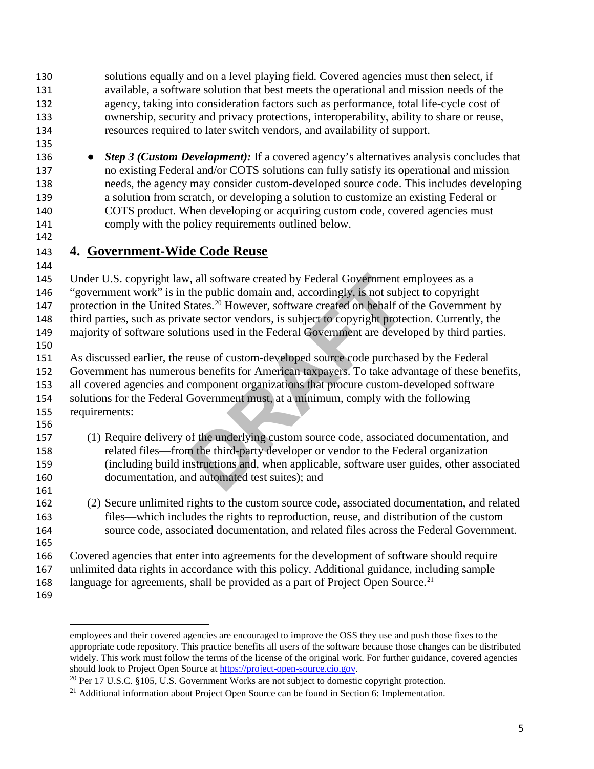solutions equally and on a level playing field. Covered agencies must then select, if available, a software solution that best meets the operational and mission needs of the agency, taking into consideration factors such as performance, total life-cycle cost of ownership, security and privacy protections, interoperability, ability to share or reuse, resources required to later switch vendors, and availability of support.

- ***Step 3 (Custom Development):*** If a covered agency's alternatives analysis concludes that no existing Federal and/or COTS solutions can fully satisfy its operational and mission needs, the agency may consider custom-developed source code. This includes developing a solution from scratch, or developing a solution to customize an existing Federal or COTS product. When developing or acquiring custom code, covered agencies must comply with the policy requirements outlined below.

## 4. Government-Wide Code Reuse

Under U.S. copyright law, all software created by Federal Government employees as a "government work" is in the public domain and, accordingly, is not subject to copyright protection in the United States.[20] However, software created on behalf of the Government by third parties, such as private sector vendors, is subject to copyright protection. Currently, the majority of software solutions used in the Federal Government are developed by third parties.

As discussed earlier, the reuse of custom-developed source code purchased by the Federal Government has numerous benefits for American taxpayers. To take advantage of these benefits, all covered agencies and component organizations that procure custom-developed software solutions for the Federal Government must, at a minimum, comply with the following requirements:

(1) Require delivery of the underlying custom source code, associated documentation, and related files—from the third-party developer or vendor to the Federal organization (including build instructions and, when applicable, software user guides, other associated documentation, and automated test suites); and

(2) Secure unlimited rights to the custom source code, associated documentation, and related files—which includes the rights to reproduction, reuse, and distribution of the custom source code, associated documentation, and related files across the Federal Government.

Covered agencies that enter into agreements for the development of software should require unlimited data rights in accordance with this policy. Additional guidance, including sample language for agreements, shall be provided as a part of Project Open Source.[21]

---

employees and their covered agencies are encouraged to improve the OSS they use and push those fixes to the appropriate code repository. This practice benefits all users of the software because those changes can be distributed widely. This work must follow the terms of the license of the original work. For further guidance, covered agencies should look to Project Open Source at https://project-open-source.cio.gov.

[20] Per 17 U.S.C. §105, U.S. Government Works are not subject to domestic copyright protection.

[21] Additional information about Project Open Source can be found in Section 6: Implementation.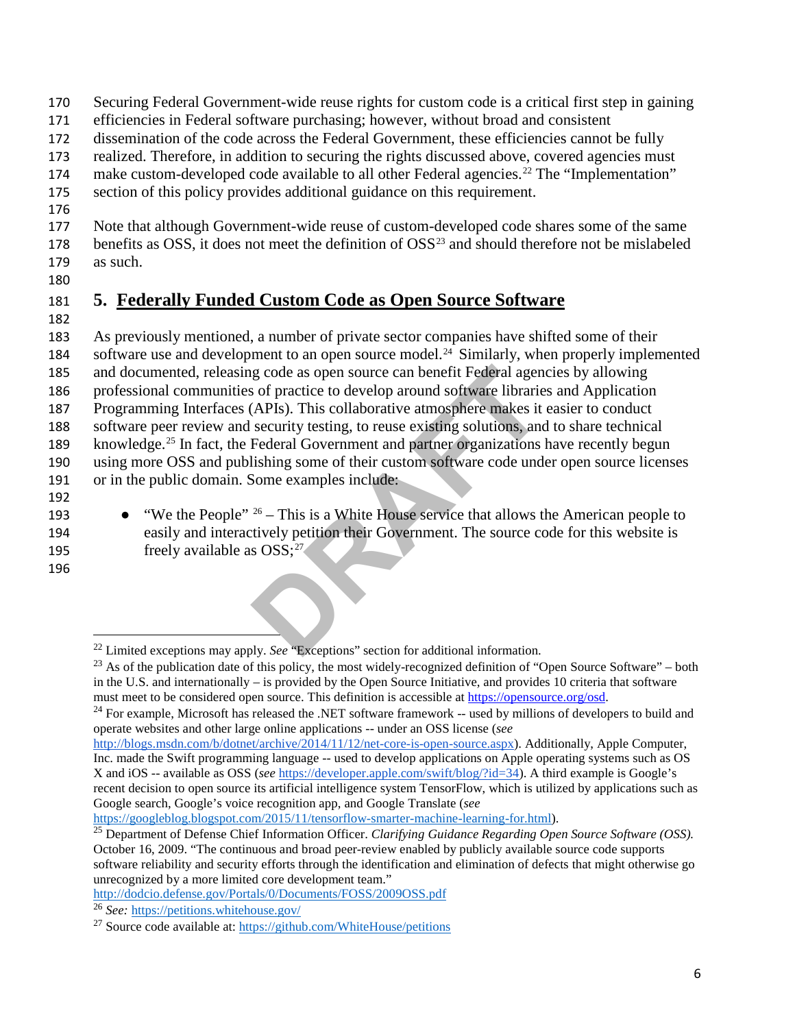Securing Federal Government-wide reuse rights for custom code is a critical first step in gaining efficiencies in Federal software purchasing; however, without broad and consistent dissemination of the code across the Federal Government, these efficiencies cannot be fully realized. Therefore, in addition to securing the rights discussed above, covered agencies must make custom-developed code available to all other Federal agencies.[22] The "Implementation" section of this policy provides additional guidance on this requirement.

Note that although Government-wide reuse of custom-developed code shares some of the same benefits as OSS, it does not meet the definition of OSS[23] and should therefore not be mislabeled as such.

## 5. Federally Funded Custom Code as Open Source Software

As previously mentioned, a number of private sector companies have shifted some of their software use and development to an open source model.[24] Similarly, when properly implemented and documented, releasing code as open source can benefit Federal agencies by allowing professional communities of practice to develop around software libraries and Application Programming Interfaces (APIs). This collaborative atmosphere makes it easier to conduct software peer review and security testing, to reuse existing solutions, and to share technical knowledge.[25] In fact, the Federal Government and partner organizations have recently begun using more OSS and publishing some of their custom software code under open source licenses or in the public domain. Some examples include:

- "We the People" [26] – This is a White House service that allows the American people to easily and interactively petition their Government. The source code for this website is freely available as OSS;[27]

---

[22] Limited exceptions may apply. *See* "Exceptions" section for additional information.

[23] As of the publication date of this policy, the most widely-recognized definition of "Open Source Software" – both in the U.S. and internationally – is provided by the Open Source Initiative, and provides 10 criteria that software must meet to be considered open source. This definition is accessible at https://opensource.org/osd.

[24] For example, Microsoft has released the .NET software framework -- used by millions of developers to build and operate websites and other large online applications -- under an OSS license (*see* http://blogs.msdn.com/b/dotnet/archive/2014/11/12/net-core-is-open-source.aspx). Additionally, Apple Computer, Inc. made the Swift programming language -- used to develop applications on Apple operating systems such as OS X and iOS -- available as OSS (*see* https://developer.apple.com/swift/blog/?id=34). A third example is Google's recent decision to open source its artificial intelligence system TensorFlow, which is utilized by applications such as Google search, Google's voice recognition app, and Google Translate (*see* https://googleblog.blogspot.com/2015/11/tensorflow-smarter-machine-learning-for.html).

[25] Department of Defense Chief Information Officer. *Clarifying Guidance Regarding Open Source Software (OSS).* October 16, 2009. "The continuous and broad peer-review enabled by publicly available source code supports software reliability and security efforts through the identification and elimination of defects that might otherwise go unrecognized by a more limited core development team." http://dodcio.defense.gov/Portals/0/Documents/FOSS/2009OSS.pdf

[26] *See:* https://petitions.whitehouse.gov/

[27] Source code available at: https://github.com/WhiteHouse/petitions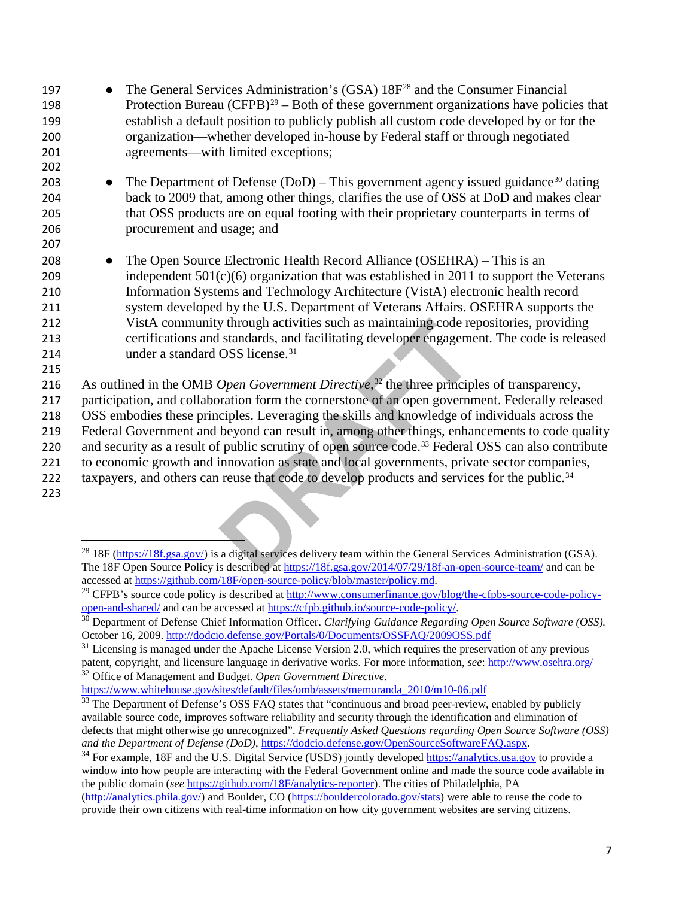- The General Services Administration's (GSA) 18F[28] and the Consumer Financial Protection Bureau (CFPB)[29] – Both of these government organizations have policies that establish a default position to publicly publish all custom code developed by or for the organization—whether developed in-house by Federal staff or through negotiated agreements—with limited exceptions;

- The Department of Defense (DoD) – This government agency issued guidance[30] dating back to 2009 that, among other things, clarifies the use of OSS at DoD and makes clear that OSS products are on equal footing with their proprietary counterparts in terms of procurement and usage; and

- The Open Source Electronic Health Record Alliance (OSEHRA) – This is an independent 501(c)(6) organization that was established in 2011 to support the Veterans Information Systems and Technology Architecture (VistA) electronic health record system developed by the U.S. Department of Veterans Affairs. OSEHRA supports the VistA community through activities such as maintaining code repositories, providing certifications and standards, and facilitating developer engagement. The code is released under a standard OSS license.[31]

As outlined in the OMB *Open Government Directive*,[32] the three principles of transparency, participation, and collaboration form the cornerstone of an open government. Federally released OSS embodies these principles. Leveraging the skills and knowledge of individuals across the Federal Government and beyond can result in, among other things, enhancements to code quality and security as a result of public scrutiny of open source code.[33] Federal OSS can also contribute to economic growth and innovation as state and local governments, private sector companies, taxpayers, and others can reuse that code to develop products and services for the public.[34]

---

[28] 18F (https://18f.gsa.gov/) is a digital services delivery team within the General Services Administration (GSA). The 18F Open Source Policy is described at https://18f.gsa.gov/2014/07/29/18f-an-open-source-team/ and can be accessed at https://github.com/18F/open-source-policy/blob/master/policy.md.

[29] CFPB's source code policy is described at http://www.consumerfinance.gov/blog/the-cfpbs-source-code-policy-open-and-shared/ and can be accessed at https://cfpb.github.io/source-code-policy/.

[30] Department of Defense Chief Information Officer. *Clarifying Guidance Regarding Open Source Software (OSS).* October 16, 2009. http://dodcio.defense.gov/Portals/0/Documents/OSSFAQ/2009OSS.pdf

[31] Licensing is managed under the Apache License Version 2.0, which requires the preservation of any previous patent, copyright, and licensure language in derivative works. For more information, *see*: http://www.osehra.org/

[32] Office of Management and Budget. *Open Government Directive*. https://www.whitehouse.gov/sites/default/files/omb/assets/memoranda_2010/m10-06.pdf

[33] The Department of Defense's OSS FAQ states that "continuous and broad peer-review, enabled by publicly available source code, improves software reliability and security through the identification and elimination of defects that might otherwise go unrecognized". *Frequently Asked Questions regarding Open Source Software (OSS) and the Department of Defense (DoD)*, https://dodcio.defense.gov/OpenSourceSoftwareFAQ.aspx.

[34] For example, 18F and the U.S. Digital Service (USDS) jointly developed https://analytics.usa.gov to provide a window into how people are interacting with the Federal Government online and made the source code available in the public domain (*see* https://github.com/18F/analytics-reporter). The cities of Philadelphia, PA (http://analytics.phila.gov/) and Boulder, CO (https://bouldercolorado.gov/stats) were able to reuse the code to provide their own citizens with real-time information on how city government websites are serving citizens.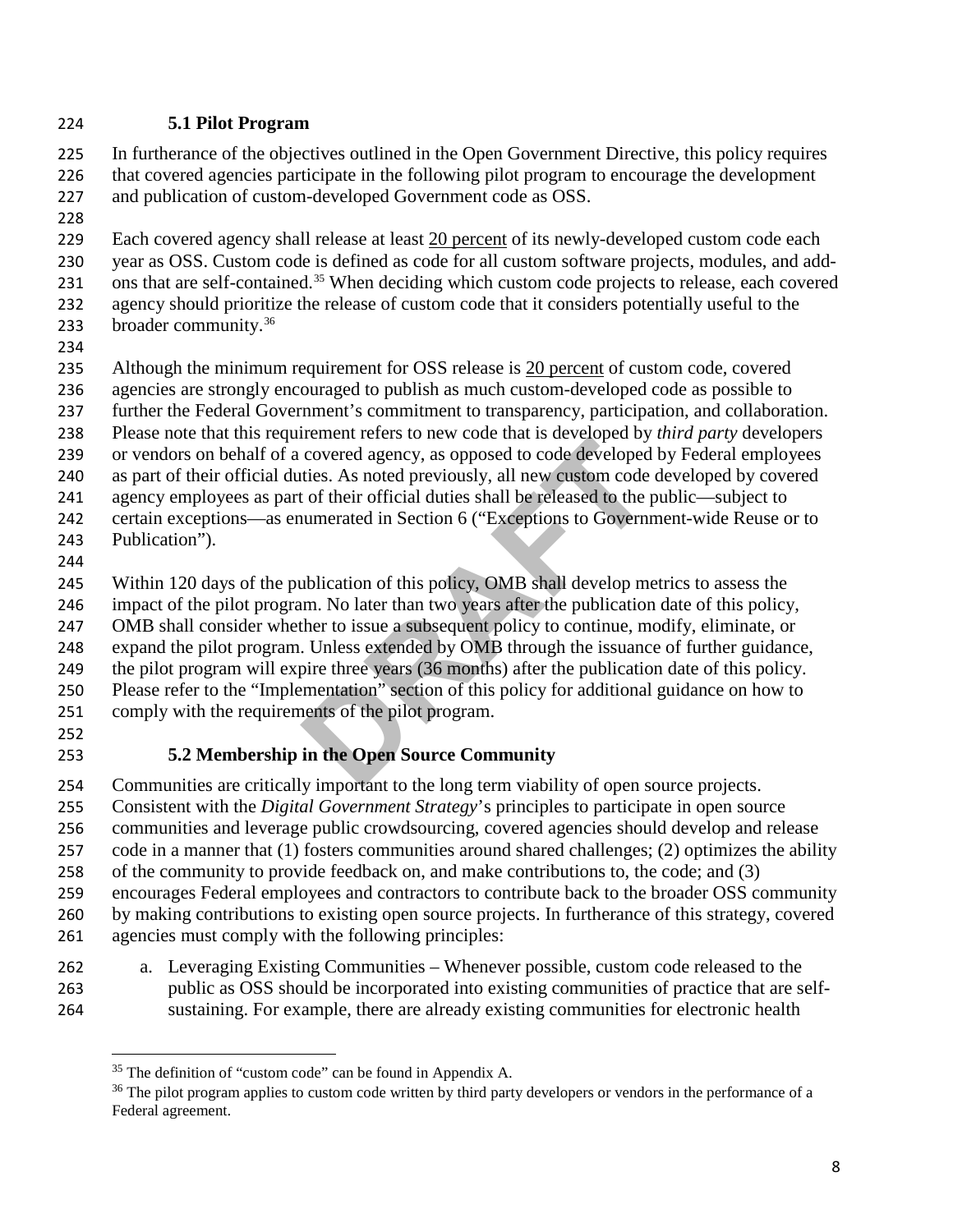### 5.1 Pilot Program

In furtherance of the objectives outlined in the Open Government Directive, this policy requires that covered agencies participate in the following pilot program to encourage the development and publication of custom-developed Government code as OSS.

Each covered agency shall release at least 20 percent of its newly-developed custom code each year as OSS. Custom code is defined as code for all custom software projects, modules, and add-ons that are self-contained.[35] When deciding which custom code projects to release, each covered agency should prioritize the release of custom code that it considers potentially useful to the broader community.[36]

Although the minimum requirement for OSS release is 20 percent of custom code, covered agencies are strongly encouraged to publish as much custom-developed code as possible to further the Federal Government's commitment to transparency, participation, and collaboration. Please note that this requirement refers to new code that is developed by *third party* developers or vendors on behalf of a covered agency, as opposed to code developed by Federal employees as part of their official duties. As noted previously, all new custom code developed by covered agency employees as part of their official duties shall be released to the public—subject to certain exceptions—as enumerated in Section 6 ("Exceptions to Government-wide Reuse or to Publication").

Within 120 days of the publication of this policy, OMB shall develop metrics to assess the impact of the pilot program. No later than two years after the publication date of this policy, OMB shall consider whether to issue a subsequent policy to continue, modify, eliminate, or expand the pilot program. Unless extended by OMB through the issuance of further guidance, the pilot program will expire three years (36 months) after the publication date of this policy. Please refer to the "Implementation" section of this policy for additional guidance on how to comply with the requirements of the pilot program.

### 5.2 Membership in the Open Source Community

Communities are critically important to the long term viability of open source projects. Consistent with the *Digital Government Strategy*'s principles to participate in open source communities and leverage public crowdsourcing, covered agencies should develop and release code in a manner that (1) fosters communities around shared challenges; (2) optimizes the ability of the community to provide feedback on, and make contributions to, the code; and (3) encourages Federal employees and contractors to contribute back to the broader OSS community by making contributions to existing open source projects. In furtherance of this strategy, covered agencies must comply with the following principles:

a. Leveraging Existing Communities – Whenever possible, custom code released to the public as OSS should be incorporated into existing communities of practice that are self-sustaining. For example, there are already existing communities for electronic health

[35] The definition of "custom code" can be found in Appendix A.

[36] The pilot program applies to custom code written by third party developers or vendors in the performance of a Federal agreement.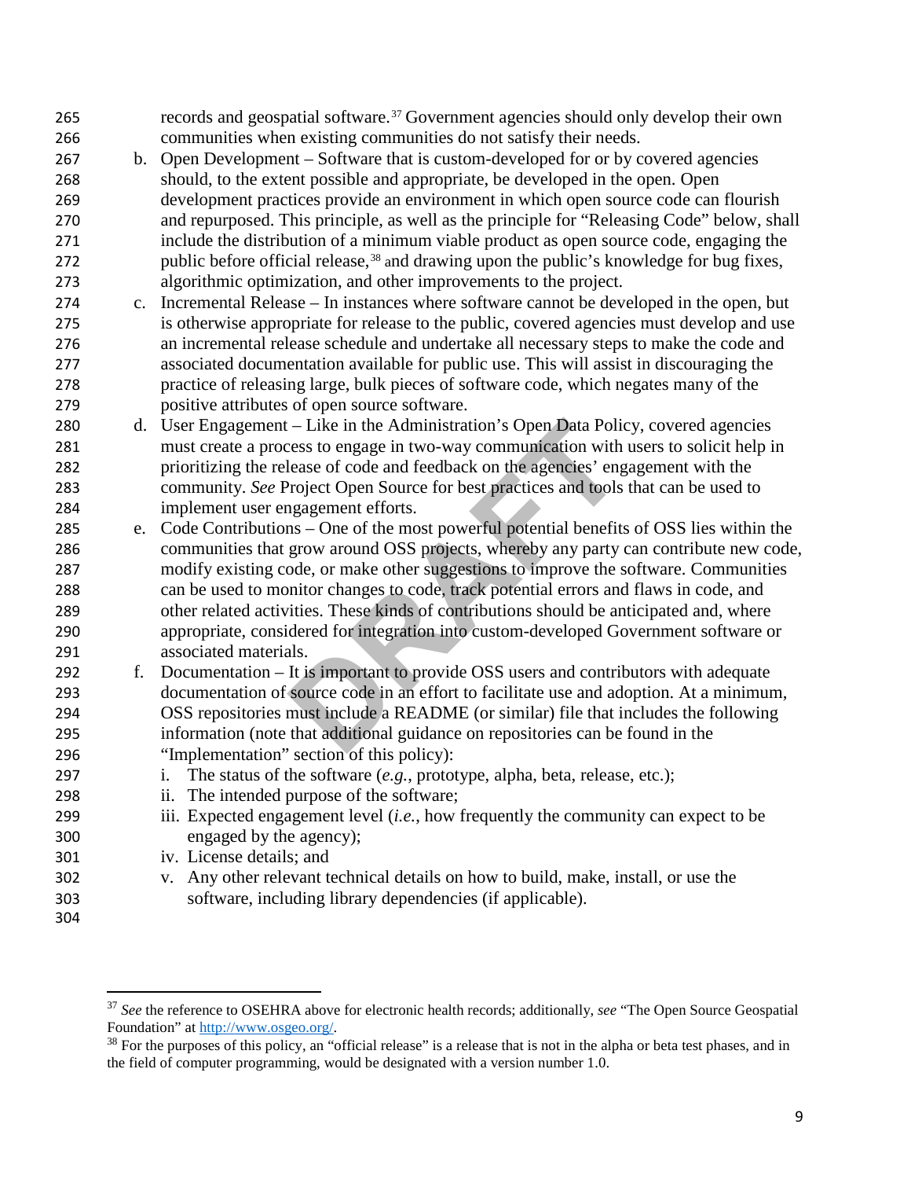records and geospatial software.[37] Government agencies should only develop their own communities when existing communities do not satisfy their needs.

b. Open Development – Software that is custom-developed for or by covered agencies should, to the extent possible and appropriate, be developed in the open. Open development practices provide an environment in which open source code can flourish and repurposed. This principle, as well as the principle for "Releasing Code" below, shall include the distribution of a minimum viable product as open source code, engaging the public before official release,[38] and drawing upon the public's knowledge for bug fixes, algorithmic optimization, and other improvements to the project.

c. Incremental Release – In instances where software cannot be developed in the open, but is otherwise appropriate for release to the public, covered agencies must develop and use an incremental release schedule and undertake all necessary steps to make the code and associated documentation available for public use. This will assist in discouraging the practice of releasing large, bulk pieces of software code, which negates many of the positive attributes of open source software.

d. User Engagement – Like in the Administration's Open Data Policy, covered agencies must create a process to engage in two-way communication with users to solicit help in prioritizing the release of code and feedback on the agencies' engagement with the community. *See* Project Open Source for best practices and tools that can be used to implement user engagement efforts.

e. Code Contributions – One of the most powerful potential benefits of OSS lies within the communities that grow around OSS projects, whereby any party can contribute new code, modify existing code, or make other suggestions to improve the software. Communities can be used to monitor changes to code, track potential errors and flaws in code, and other related activities. These kinds of contributions should be anticipated and, where appropriate, considered for integration into custom-developed Government software or associated materials.

f. Documentation – It is important to provide OSS users and contributors with adequate documentation of source code in an effort to facilitate use and adoption. At a minimum, OSS repositories must include a README (or similar) file that includes the following information (note that additional guidance on repositories can be found in the "Implementation" section of this policy):

   i. The status of the software (*e.g.*, prototype, alpha, beta, release, etc.);
   ii. The intended purpose of the software;
   iii. Expected engagement level (*i.e.*, how frequently the community can expect to be engaged by the agency);
   iv. License details; and
   v. Any other relevant technical details on how to build, make, install, or use the software, including library dependencies (if applicable).

---

[37] *See* the reference to OSEHRA above for electronic health records; additionally, *see* "The Open Source Geospatial Foundation" at http://www.osgeo.org/.

[38] For the purposes of this policy, an "official release" is a release that is not in the alpha or beta test phases, and in the field of computer programming, would be designated with a version number 1.0.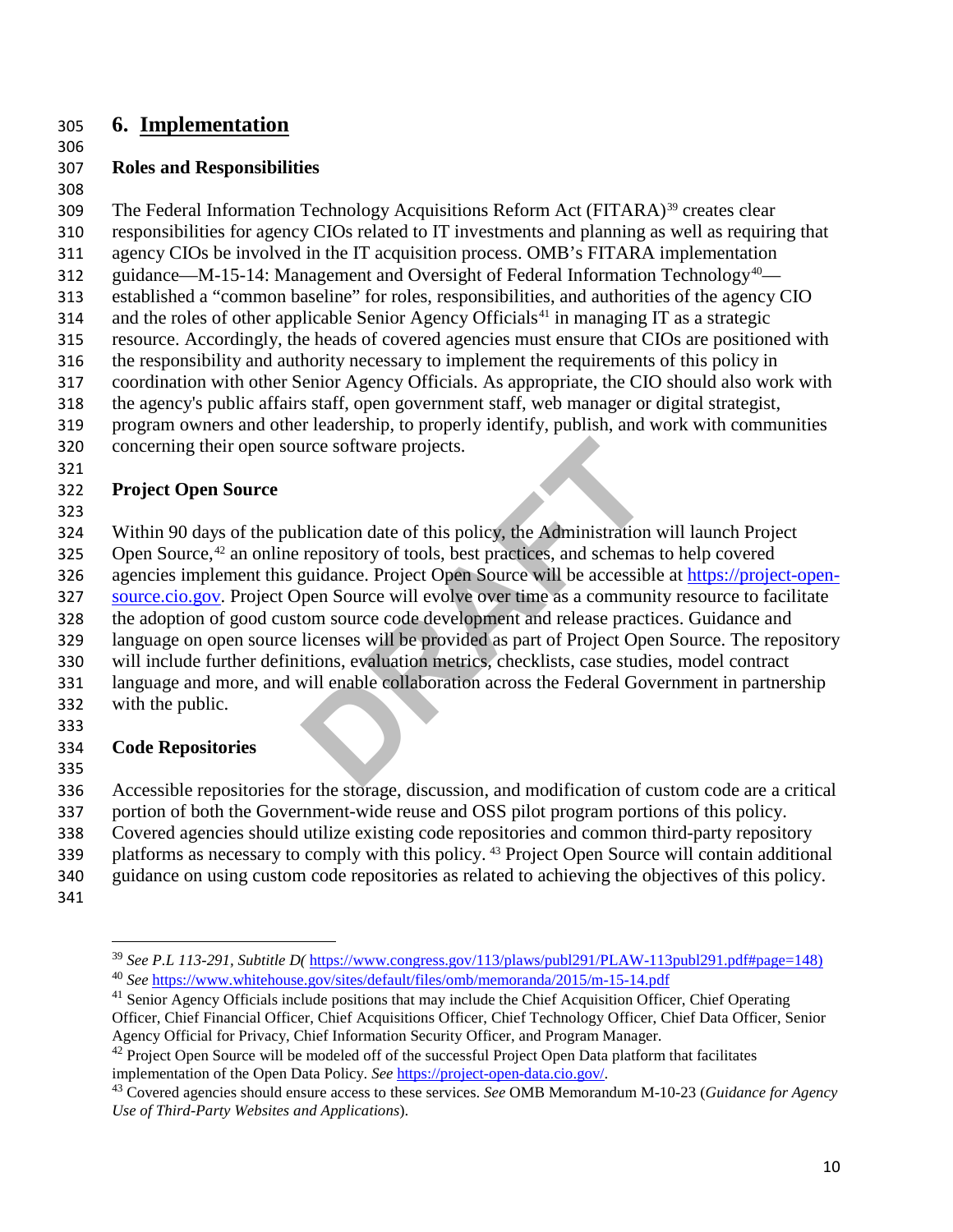## 6. Implementation

### Roles and Responsibilities

The Federal Information Technology Acquisitions Reform Act (FITARA)[39] creates clear responsibilities for agency CIOs related to IT investments and planning as well as requiring that agency CIOs be involved in the IT acquisition process. OMB's FITARA implementation guidance—M-15-14: Management and Oversight of Federal Information Technology[40]—established a "common baseline" for roles, responsibilities, and authorities of the agency CIO and the roles of other applicable Senior Agency Officials[41] in managing IT as a strategic resource. Accordingly, the heads of covered agencies must ensure that CIOs are positioned with the responsibility and authority necessary to implement the requirements of this policy in coordination with other Senior Agency Officials. As appropriate, the CIO should also work with the agency's public affairs staff, open government staff, web manager or digital strategist, program owners and other leadership, to properly identify, publish, and work with communities concerning their open source software projects.

### Project Open Source

Within 90 days of the publication date of this policy, the Administration will launch Project Open Source,[42] an online repository of tools, best practices, and schemas to help covered agencies implement this guidance. Project Open Source will be accessible at https://project-open-source.cio.gov. Project Open Source will evolve over time as a community resource to facilitate the adoption of good custom source code development and release practices. Guidance and language on open source licenses will be provided as part of Project Open Source. The repository will include further definitions, evaluation metrics, checklists, case studies, model contract language and more, and will enable collaboration across the Federal Government in partnership with the public.

### Code Repositories

Accessible repositories for the storage, discussion, and modification of custom code are a critical portion of both the Government-wide reuse and OSS pilot program portions of this policy. Covered agencies should utilize existing code repositories and common third-party repository platforms as necessary to comply with this policy. [43] Project Open Source will contain additional guidance on using custom code repositories as related to achieving the objectives of this policy.

---

[39] *See P.L 113-291, Subtitle D(* https://www.congress.gov/113/plaws/publ291/PLAW-113publ291.pdf#page=148)

[40] *See* https://www.whitehouse.gov/sites/default/files/omb/memoranda/2015/m-15-14.pdf

[41] Senior Agency Officials include positions that may include the Chief Acquisition Officer, Chief Operating Officer, Chief Financial Officer, Chief Acquisitions Officer, Chief Technology Officer, Chief Data Officer, Senior Agency Official for Privacy, Chief Information Security Officer, and Program Manager.

[42] Project Open Source will be modeled off of the successful Project Open Data platform that facilitates implementation of the Open Data Policy. *See* https://project-open-data.cio.gov/.

[43] Covered agencies should ensure access to these services. *See* OMB Memorandum M-10-23 (*Guidance for Agency Use of Third-Party Websites and Applications*).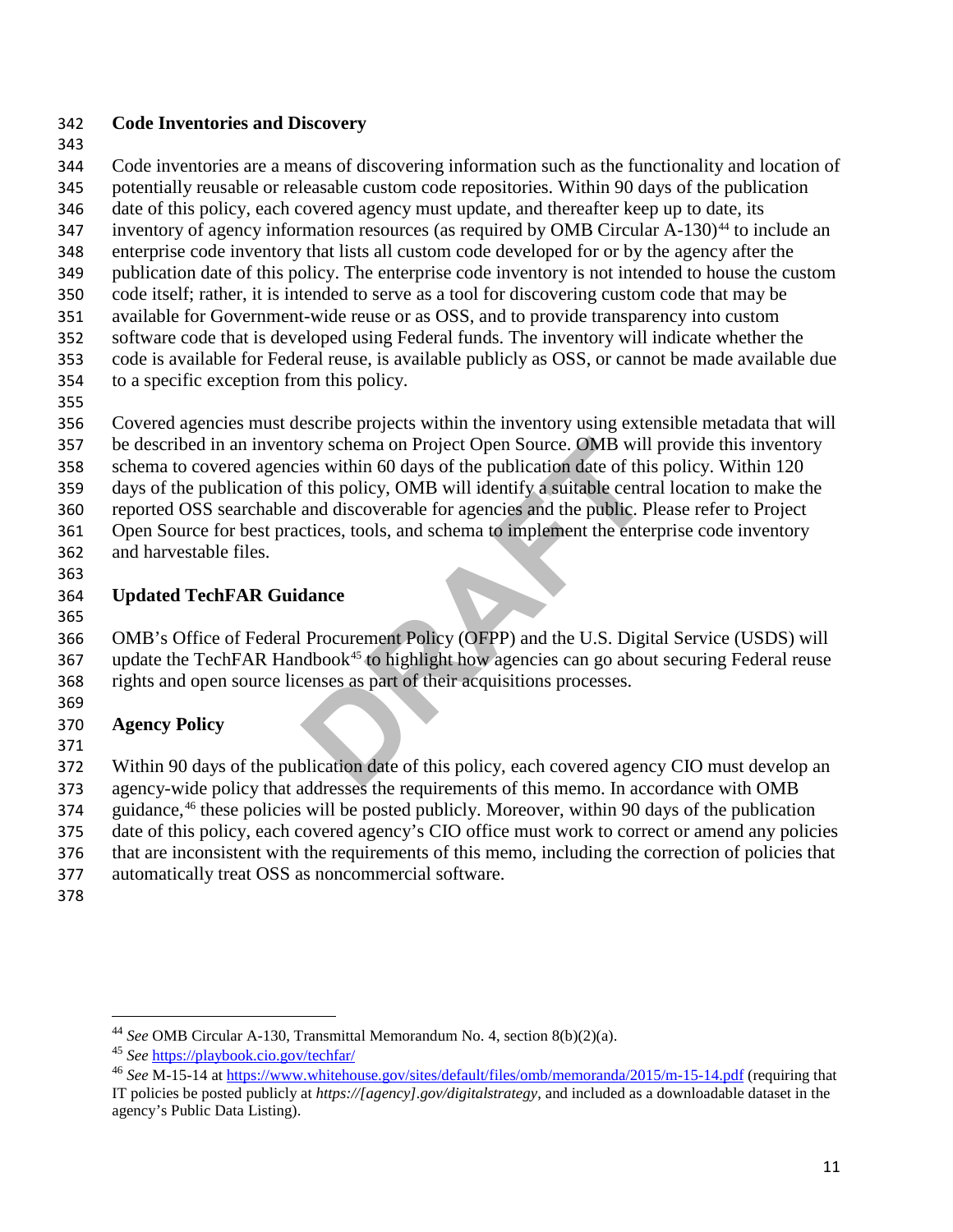## Code Inventories and Discovery

Code inventories are a means of discovering information such as the functionality and location of potentially reusable or releasable custom code repositories. Within 90 days of the publication date of this policy, each covered agency must update, and thereafter keep up to date, its inventory of agency information resources (as required by OMB Circular A-130)[44] to include an enterprise code inventory that lists all custom code developed for or by the agency after the publication date of this policy. The enterprise code inventory is not intended to house the custom code itself; rather, it is intended to serve as a tool for discovering custom code that may be available for Government-wide reuse or as OSS, and to provide transparency into custom software code that is developed using Federal funds. The inventory will indicate whether the code is available for Federal reuse, is available publicly as OSS, or cannot be made available due to a specific exception from this policy.

Covered agencies must describe projects within the inventory using extensible metadata that will be described in an inventory schema on Project Open Source. OMB will provide this inventory schema to covered agencies within 60 days of the publication date of this policy. Within 120 days of the publication of this policy, OMB will identify a suitable central location to make the reported OSS searchable and discoverable for agencies and the public. Please refer to Project Open Source for best practices, tools, and schema to implement the enterprise code inventory and harvestable files.

## Updated TechFAR Guidance

OMB's Office of Federal Procurement Policy (OFPP) and the U.S. Digital Service (USDS) will update the TechFAR Handbook[45] to highlight how agencies can go about securing Federal reuse rights and open source licenses as part of their acquisitions processes.

## Agency Policy

Within 90 days of the publication date of this policy, each covered agency CIO must develop an agency-wide policy that addresses the requirements of this memo. In accordance with OMB guidance,[46] these policies will be posted publicly. Moreover, within 90 days of the publication date of this policy, each covered agency's CIO office must work to correct or amend any policies that are inconsistent with the requirements of this memo, including the correction of policies that automatically treat OSS as noncommercial software.

---

[44] *See* OMB Circular A-130, Transmittal Memorandum No. 4, section 8(b)(2)(a).

[45] *See* https://playbook.cio.gov/techfar/

[46] *See* M-15-14 at https://www.whitehouse.gov/sites/default/files/omb/memoranda/2015/m-15-14.pdf (requiring that IT policies be posted publicly at *https://[agency].gov/digitalstrategy*, and included as a downloadable dataset in the agency's Public Data Listing).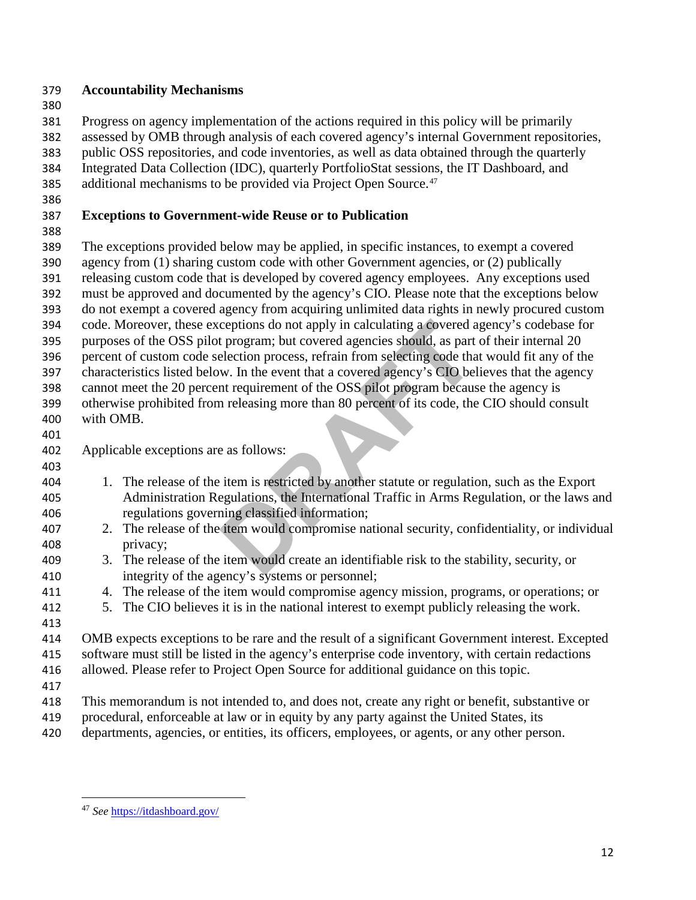**Accountability Mechanisms**

Progress on agency implementation of the actions required in this policy will be primarily assessed by OMB through analysis of each covered agency's internal Government repositories, public OSS repositories, and code inventories, as well as data obtained through the quarterly Integrated Data Collection (IDC), quarterly PortfolioStat sessions, the IT Dashboard, and additional mechanisms to be provided via Project Open Source.[47]

**Exceptions to Government-wide Reuse or to Publication**

The exceptions provided below may be applied, in specific instances, to exempt a covered agency from (1) sharing custom code with other Government agencies, or (2) publically releasing custom code that is developed by covered agency employees. Any exceptions used must be approved and documented by the agency's CIO. Please note that the exceptions below do not exempt a covered agency from acquiring unlimited data rights in newly procured custom code. Moreover, these exceptions do not apply in calculating a covered agency's codebase for purposes of the OSS pilot program; but covered agencies should, as part of their internal 20 percent of custom code selection process, refrain from selecting code that would fit any of the characteristics listed below. In the event that a covered agency's CIO believes that the agency cannot meet the 20 percent requirement of the OSS pilot program because the agency is otherwise prohibited from releasing more than 80 percent of its code, the CIO should consult with OMB.

Applicable exceptions are as follows:

1. The release of the item is restricted by another statute or regulation, such as the Export Administration Regulations, the International Traffic in Arms Regulation, or the laws and regulations governing classified information;
2. The release of the item would compromise national security, confidentiality, or individual privacy;
3. The release of the item would create an identifiable risk to the stability, security, or integrity of the agency's systems or personnel;
4. The release of the item would compromise agency mission, programs, or operations; or
5. The CIO believes it is in the national interest to exempt publicly releasing the work.

OMB expects exceptions to be rare and the result of a significant Government interest. Excepted software must still be listed in the agency's enterprise code inventory, with certain redactions allowed. Please refer to Project Open Source for additional guidance on this topic.

This memorandum is not intended to, and does not, create any right or benefit, substantive or procedural, enforceable at law or in equity by any party against the United States, its departments, agencies, or entities, its officers, employees, or agents, or any other person.

---

[47] *See* https://itdashboard.gov/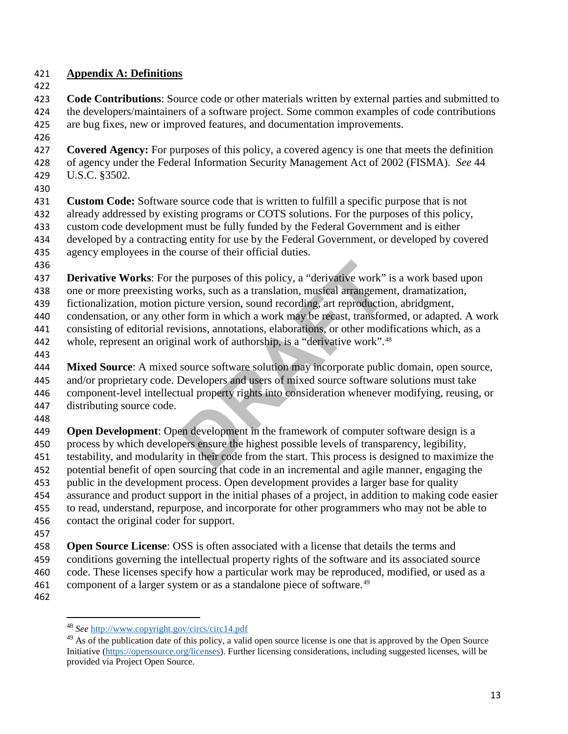## Appendix A: Definitions

**Code Contributions**: Source code or other materials written by external parties and submitted to the developers/maintainers of a software project. Some common examples of code contributions are bug fixes, new or improved features, and documentation improvements.

**Covered Agency:** For purposes of this policy, a covered agency is one that meets the definition of agency under the Federal Information Security Management Act of 2002 (FISMA). *See* 44 U.S.C. §3502.

**Custom Code:** Software source code that is written to fulfill a specific purpose that is not already addressed by existing programs or COTS solutions. For the purposes of this policy, custom code development must be fully funded by the Federal Government and is either developed by a contracting entity for use by the Federal Government, or developed by covered agency employees in the course of their official duties.

**Derivative Works**: For the purposes of this policy, a "derivative work" is a work based upon one or more preexisting works, such as a translation, musical arrangement, dramatization, fictionalization, motion picture version, sound recording, art reproduction, abridgment, condensation, or any other form in which a work may be recast, transformed, or adapted. A work consisting of editorial revisions, annotations, elaborations, or other modifications which, as a whole, represent an original work of authorship, is a "derivative work".[48]

**Mixed Source**: A mixed source software solution may incorporate public domain, open source, and/or proprietary code. Developers and users of mixed source software solutions must take component-level intellectual property rights into consideration whenever modifying, reusing, or distributing source code.

**Open Development**: Open development in the framework of computer software design is a process by which developers ensure the highest possible levels of transparency, legibility, testability, and modularity in their code from the start. This process is designed to maximize the potential benefit of open sourcing that code in an incremental and agile manner, engaging the public in the development process. Open development provides a larger base for quality assurance and product support in the initial phases of a project, in addition to making code easier to read, understand, repurpose, and incorporate for other programmers who may not be able to contact the original coder for support.

**Open Source License**: OSS is often associated with a license that details the terms and conditions governing the intellectual property rights of the software and its associated source code. These licenses specify how a particular work may be reproduced, modified, or used as a component of a larger system or as a standalone piece of software.[49]

---

[48] *See* http://www.copyright.gov/circs/circ14.pdf

[49] As of the publication date of this policy, a valid open source license is one that is approved by the Open Source Initiative (https://opensource.org/licenses). Further licensing considerations, including suggested licenses, will be provided via Project Open Source.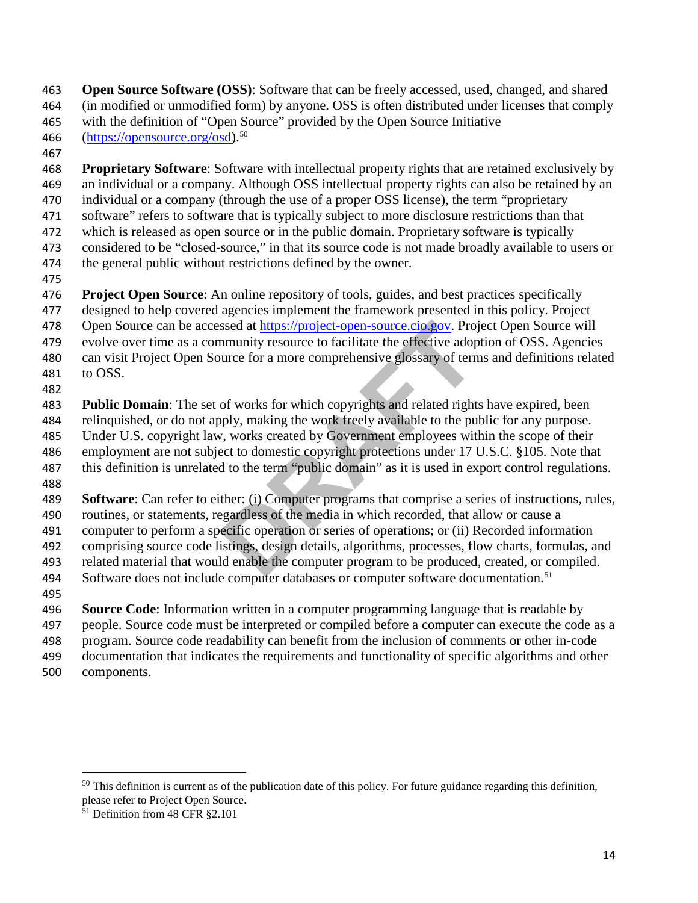**Open Source Software (OSS)**: Software that can be freely accessed, used, changed, and shared (in modified or unmodified form) by anyone. OSS is often distributed under licenses that comply with the definition of "Open Source" provided by the Open Source Initiative (https://opensource.org/osd).[50]

**Proprietary Software**: Software with intellectual property rights that are retained exclusively by an individual or a company. Although OSS intellectual property rights can also be retained by an individual or a company (through the use of a proper OSS license), the term "proprietary software" refers to software that is typically subject to more disclosure restrictions than that which is released as open source or in the public domain. Proprietary software is typically considered to be "closed-source," in that its source code is not made broadly available to users or the general public without restrictions defined by the owner.

**Project Open Source**: An online repository of tools, guides, and best practices specifically designed to help covered agencies implement the framework presented in this policy. Project Open Source can be accessed at https://project-open-source.cio.gov. Project Open Source will evolve over time as a community resource to facilitate the effective adoption of OSS. Agencies can visit Project Open Source for a more comprehensive glossary of terms and definitions related to OSS.

**Public Domain**: The set of works for which copyrights and related rights have expired, been relinquished, or do not apply, making the work freely available to the public for any purpose. Under U.S. copyright law, works created by Government employees within the scope of their employment are not subject to domestic copyright protections under 17 U.S.C. §105. Note that this definition is unrelated to the term "public domain" as it is used in export control regulations.

**Software**: Can refer to either: (i) Computer programs that comprise a series of instructions, rules, routines, or statements, regardless of the media in which recorded, that allow or cause a computer to perform a specific operation or series of operations; or (ii) Recorded information comprising source code listings, design details, algorithms, processes, flow charts, formulas, and related material that would enable the computer program to be produced, created, or compiled. Software does not include computer databases or computer software documentation.[51]

**Source Code**: Information written in a computer programming language that is readable by people. Source code must be interpreted or compiled before a computer can execute the code as a program. Source code readability can benefit from the inclusion of comments or other in-code documentation that indicates the requirements and functionality of specific algorithms and other components.

---

[50] This definition is current as of the publication date of this policy. For future guidance regarding this definition, please refer to Project Open Source.

[51] Definition from 48 CFR §2.101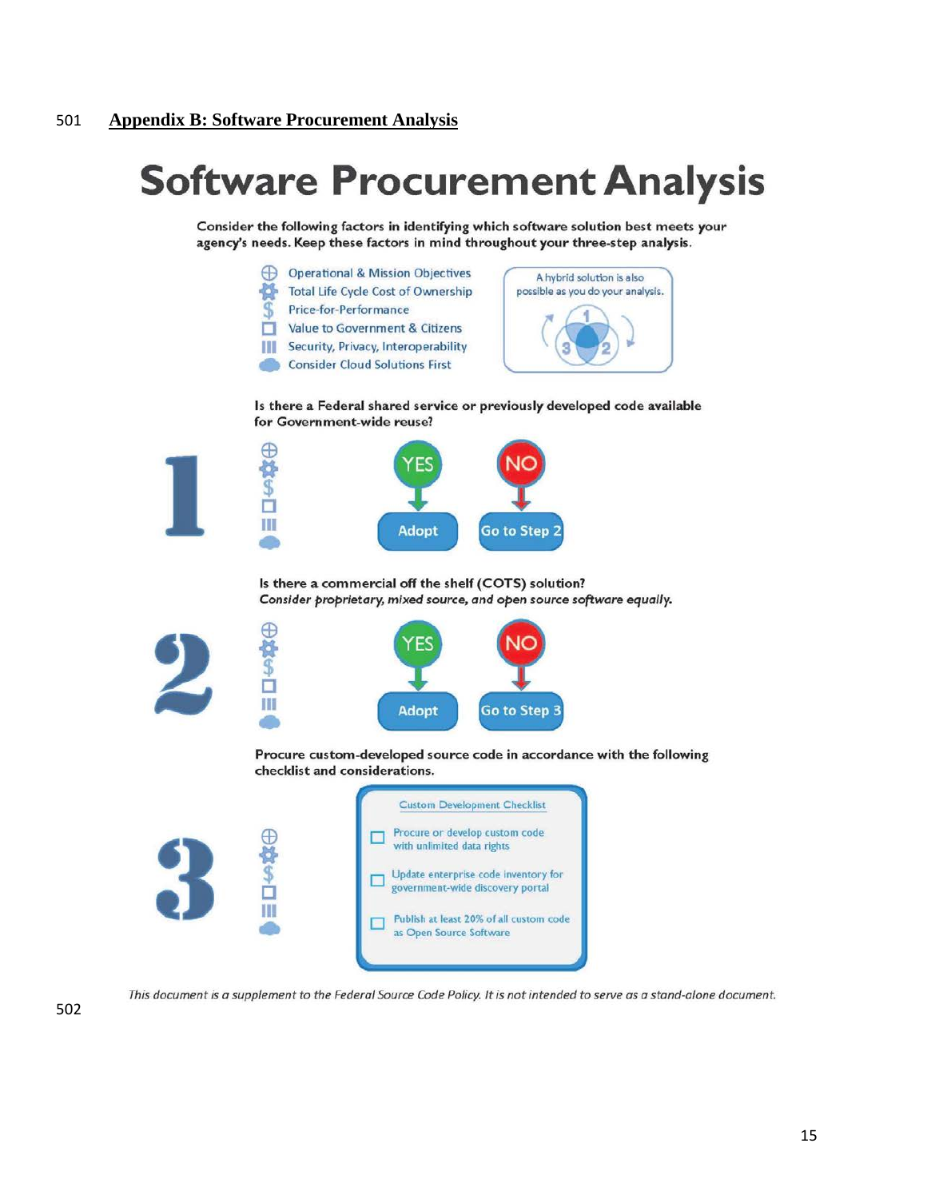## Appendix B: Software Procurement Analysis

# Software Procurement Analysis

Consider the following factors in identifying which software solution best meets your agency's needs. Keep these factors in mind throughout your three-step analysis.

- Operational & Mission Objectives
- Total Life Cycle Cost of Ownership
- Price-for-Performance
- Value to Government & Citizens
- Security, Privacy, Interoperability
- Consider Cloud Solutions First

A hybrid solution is also possible as you do your analysis.

1 2 3

**1**

Is there a Federal shared service or previously developed code available for Government-wide reuse?

YES → Adopt

NO → Go to Step 2

**2**

Is there a commercial off the shelf (COTS) solution?
*Consider proprietary, mixed source, and open source software equally.*

YES → Adopt

NO → Go to Step 3

**3**

Procure custom-developed source code in accordance with the following checklist and considerations.

Custom Development Checklist

- ☐ Procure or develop custom code with unlimited data rights
- ☐ Update enterprise code inventory for government-wide discovery portal
- ☐ Publish at least 20% of all custom code as Open Source Software

*This document is a supplement to the Federal Source Code Policy. It is not intended to serve as a stand-alone document.*